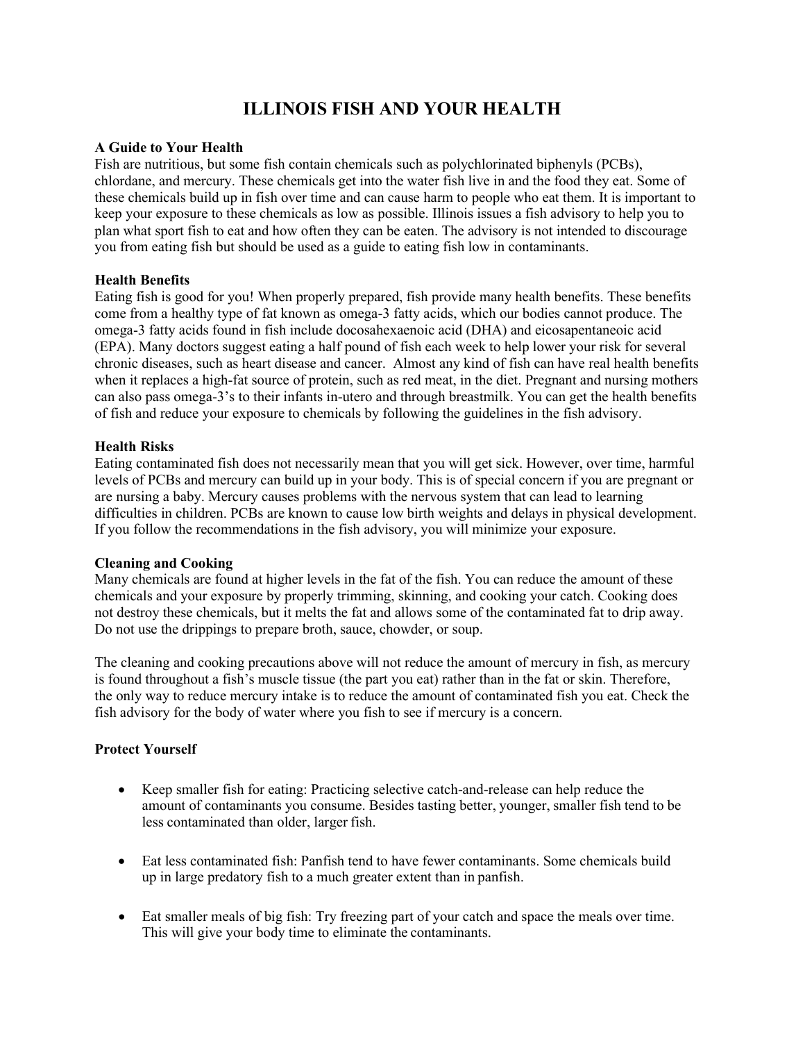# ILLINOIS FISH AND YOUR HEALTH

### A Guide to Your Health

Fish are nutritious, but some fish contain chemicals such as polychlorinated biphenyls (PCBs), chlordane, and mercury. These chemicals get into the water fish live in and the food they eat. Some of these chemicals build up in fish over time and can cause harm to people who eat them. It is important to keep your exposure to these chemicals as low as possible. Illinois issues a fish advisory to help you to plan what sport fish to eat and how often they can be eaten. The advisory is not intended to discourage you from eating fish but should be used as a guide to eating fish low in contaminants.

### Health Benefits

Eating fish is good for you! When properly prepared, fish provide many health benefits. These benefits come from a healthy type of fat known as omega-3 fatty acids, which our bodies cannot produce. The omega-3 fatty acids found in fish include docosahexaenoic acid (DHA) and eicosapentaneoic acid (EPA). Many doctors suggest eating a half pound of fish each week to help lower your risk for several chronic diseases, such as heart disease and cancer. Almost any kind of fish can have real health benefits when it replaces a high-fat source of protein, such as red meat, in the diet. Pregnant and nursing mothers can also pass omega-3's to their infants in-utero and through breastmilk. You can get the health benefits of fish and reduce your exposure to chemicals by following the guidelines in the fish advisory.

### Health Risks

Eating contaminated fish does not necessarily mean that you will get sick. However, over time, harmful levels of PCBs and mercury can build up in your body. This is of special concern if you are pregnant or are nursing a baby. Mercury causes problems with the nervous system that can lead to learning difficulties in children. PCBs are known to cause low birth weights and delays in physical development. If you follow the recommendations in the fish advisory, you will minimize your exposure.

### Cleaning and Cooking

Many chemicals are found at higher levels in the fat of the fish. You can reduce the amount of these chemicals and your exposure by properly trimming, skinning, and cooking your catch. Cooking does not destroy these chemicals, but it melts the fat and allows some of the contaminated fat to drip away. Do not use the drippings to prepare broth, sauce, chowder, or soup.

The cleaning and cooking precautions above will not reduce the amount of mercury in fish, as mercury is found throughout a fish's muscle tissue (the part you eat) rather than in the fat or skin. Therefore, the only way to reduce mercury intake is to reduce the amount of contaminated fish you eat. Check the fish advisory for the body of water where you fish to see if mercury is a concern.

### Protect Yourself

- Keep smaller fish for eating: Practicing selective catch-and-release can help reduce the amount of contaminants you consume. Besides tasting better, younger, smaller fish tend to be less contaminated than older, larger fish.

- Eat less contaminated fish: Panfish tend to have fewer contaminants. Some chemicals build up in large predatory fish to a much greater extent than in panfish.

- Eat smaller meals of big fish: Try freezing part of your catch and space the meals over time. This will give your body time to eliminate the contaminants.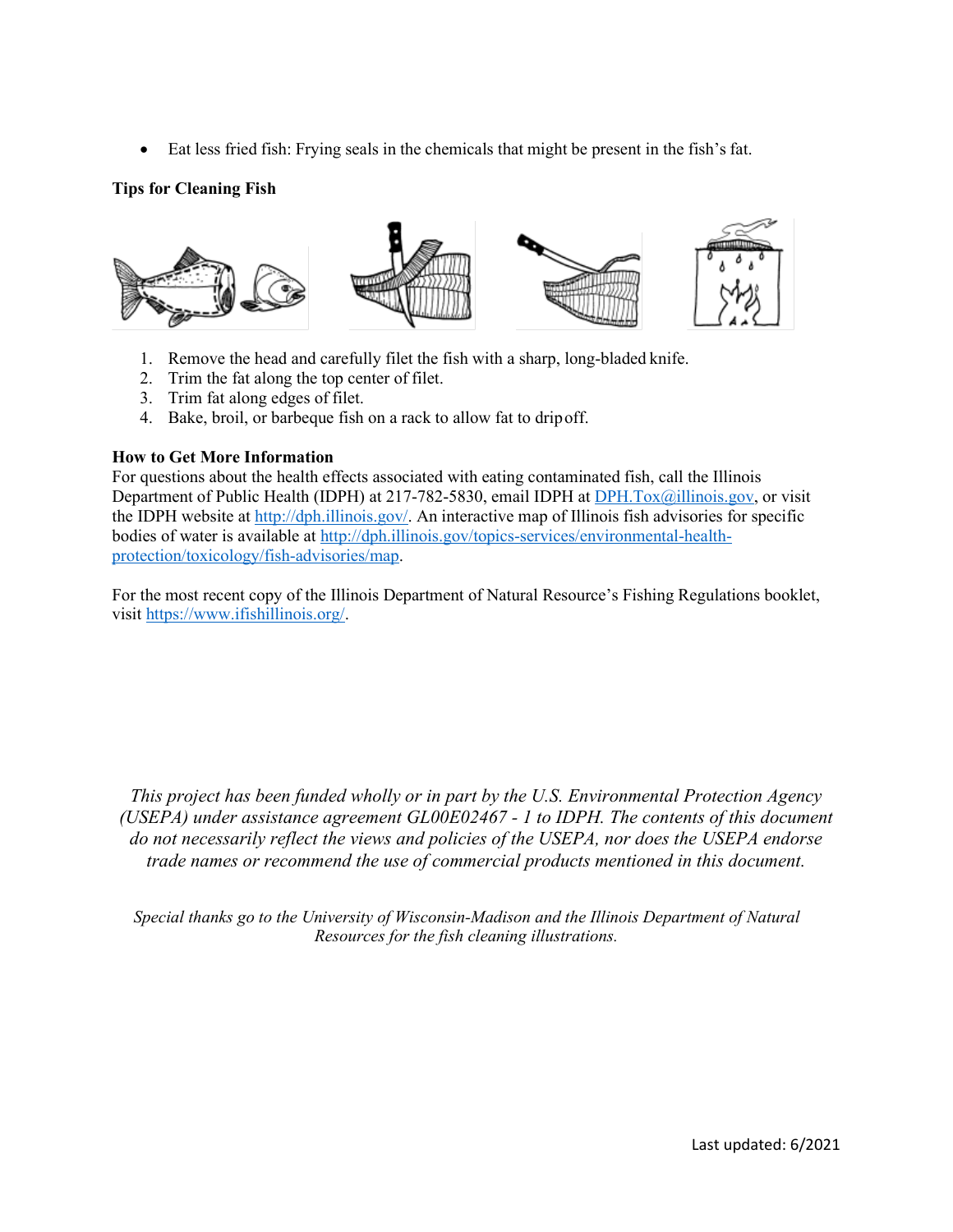- Eat less fried fish: Frying seals in the chemicals that might be present in the fish's fat.

**Tips for Cleaning Fish**

1. Remove the head and carefully filet the fish with a sharp, long-bladed knife.
2. Trim the fat along the top center of filet.
3. Trim fat along edges of filet.
4. Bake, broil, or barbeque fish on a rack to allow fat to drip off.

**How to Get More Information**

For questions about the health effects associated with eating contaminated fish, call the Illinois Department of Public Health (IDPH) at 217-782-5830, email IDPH at DPH.Tox@illinois.gov, or visit the IDPH website at http://dph.illinois.gov/. An interactive map of Illinois fish advisories for specific bodies of water is available at http://dph.illinois.gov/topics-services/environmental-health-protection/toxicology/fish-advisories/map.

For the most recent copy of the Illinois Department of Natural Resource's Fishing Regulations booklet, visit https://www.ifishillinois.org/.

*This project has been funded wholly or in part by the U.S. Environmental Protection Agency (USEPA) under assistance agreement GL00E02467 - 1 to IDPH. The contents of this document do not necessarily reflect the views and policies of the USEPA, nor does the USEPA endorse trade names or recommend the use of commercial products mentioned in this document.*

*Special thanks go to the University of Wisconsin-Madison and the Illinois Department of Natural Resources for the fish cleaning illustrations.*

Last updated: 6/2021